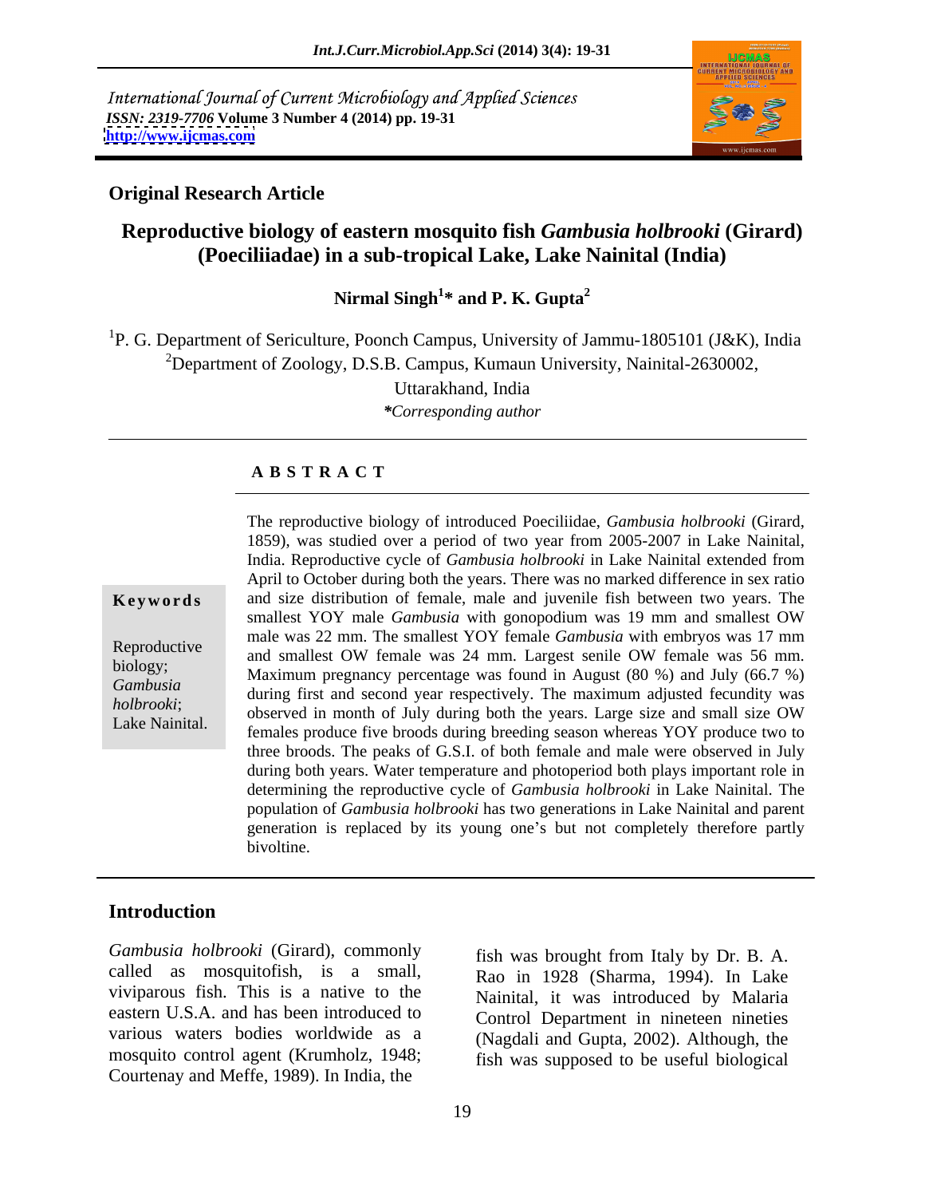International Journal of Current Microbiology and Applied Sciences
*ISSN: 2319-7706* **Volume 3 Number 4 (2014) pp. 19-31**
**http://www.ijcmas.com**

**Original Research Article**

# Reproductive biology of eastern mosquito fish *Gambusia holbrooki* (Girard) (Poeciliiadae) in a sub-tropical Lake, Lake Nainital (India)

**Nirmal Singh[1]* and P. K. Gupta[2]**

[1]P. G. Department of Sericulture, Poonch Campus, University of Jammu-1805101 (J&K), India
[2]Department of Zoology, D.S.B. Campus, Kumaun University, Nainital-2630002, Uttarakhand, India
**Corresponding author*

## ABSTRACT

**Keywords**

Reproductive biology; *Gambusia holbrooki*; Lake Nainital.

The reproductive biology of introduced Poeciliidae, *Gambusia holbrooki* (Girard, 1859), was studied over a period of two year from 2005-2007 in Lake Nainital, India. Reproductive cycle of *Gambusia holbrooki* in Lake Nainital extended from April to October during both the years. There was no marked difference in sex ratio and size distribution of female, male and juvenile fish between two years. The smallest YOY male *Gambusia* with gonopodium was 19 mm and smallest OW male was 22 mm. The smallest YOY female *Gambusia* with embryos was 17 mm and smallest OW female was 24 mm. Largest senile OW female was 56 mm. Maximum pregnancy percentage was found in August (80 %) and July (66.7 %) during first and second year respectively. The maximum adjusted fecundity was observed in month of July during both the years. Large size and small size OW females produce five broods during breeding season whereas YOY produce two to three broods. The peaks of G.S.I. of both female and male were observed in July during both years. Water temperature and photoperiod both plays important role in determining the reproductive cycle of *Gambusia holbrooki* in Lake Nainital. The population of *Gambusia holbrooki* has two generations in Lake Nainital and parent generation is replaced by its young one's but not completely therefore partly bivoltine.

## Introduction

*Gambusia holbrooki* (Girard), commonly called as mosquitofish, is a small, viviparous fish. This is a native to the eastern U.S.A. and has been introduced to various waters bodies worldwide as a mosquito control agent (Krumholz, 1948; Courtenay and Meffe, 1989). In India, the fish was brought from Italy by Dr. B. A. Rao in 1928 (Sharma, 1994). In Lake Nainital, it was introduced by Malaria Control Department in nineteen nineties (Nagdali and Gupta, 2002). Although, the fish was supposed to be useful biological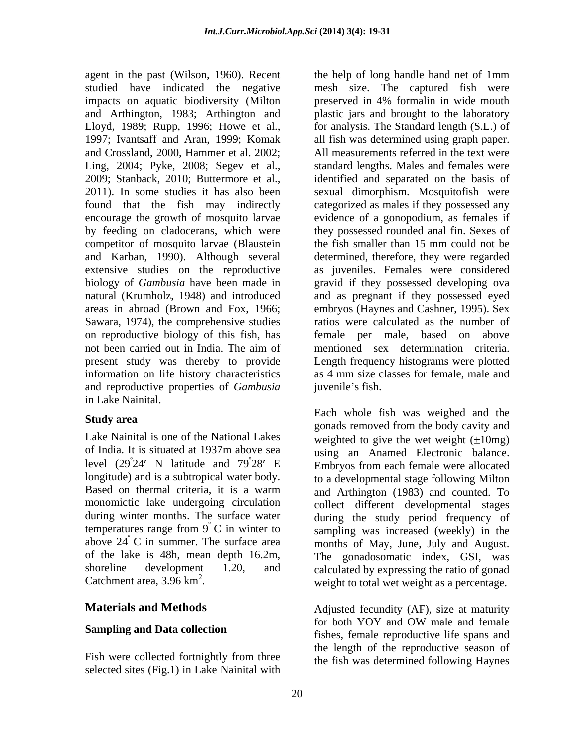agent in the past (Wilson, 1960). Recent studied have indicated the negative impacts on aquatic biodiversity (Milton and Arthington, 1983; Arthington and Lloyd, 1989; Rupp, 1996; Howe et al., 1997; Ivantsaff and Aran, 1999; Komak and Crossland, 2000, Hammer et al. 2002; Ling, 2004; Pyke, 2008; Segev et al., 2009; Stanback, 2010; Buttermore et al., 2011). In some studies it has also been found that the fish may indirectly encourage the growth of mosquito larvae by feeding on cladocerans, which were competitor of mosquito larvae (Blaustein and Karban, 1990). Although several extensive studies on the reproductive biology of *Gambusia* have been made in natural (Krumholz, 1948) and introduced areas in abroad (Brown and Fox, 1966; Sawara, 1974), the comprehensive studies on reproductive biology of this fish, has not been carried out in India. The aim of present study was thereby to provide information on life history characteristics and reproductive properties of *Gambusia* in Lake Nainital.

## Study area

Lake Nainital is one of the National Lakes of India. It is situated at 1937m above sea level ($29^{\circ}24'$ N latitude and $79^{\circ}28'$ E longitude) and is a subtropical water body. Based on thermal criteria, it is a warm monomictic lake undergoing circulation during winter months. The surface water temperatures range from $9^{\circ}$ C in winter to above $24^{\circ}$ C in summer. The surface area of the lake is 48h, mean depth 16.2m, shoreline development 1.20, and Catchment area, 3.96 km$^2$.

## Materials and Methods

### Sampling and Data collection

Fish were collected fortnightly from three selected sites (Fig.1) in Lake Nainital with the help of long handle hand net of 1mm mesh size. The captured fish were preserved in 4% formalin in wide mouth plastic jars and brought to the laboratory for analysis. The Standard length (S.L.) of all fish was determined using graph paper. All measurements referred in the text were standard lengths. Males and females were identified and separated on the basis of sexual dimorphism. Mosquitofish were categorized as males if they possessed any evidence of a gonopodium, as females if they possessed rounded anal fin. Sexes of the fish smaller than 15 mm could not be determined, therefore, they were regarded as juveniles. Females were considered gravid if they possessed developing ova and as pregnant if they possessed eyed embryos (Haynes and Cashner, 1995). Sex ratios were calculated as the number of female per male, based on above mentioned sex determination criteria. Length frequency histograms were plotted as 4 mm size classes for female, male and juvenile's fish.

Each whole fish was weighed and the gonads removed from the body cavity and weighted to give the wet weight ($\pm$10mg) using an Anamed Electronic balance. Embryos from each female were allocated to a developmental stage following Milton and Arthington (1983) and counted. To collect different developmental stages during the study period frequency of sampling was increased (weekly) in the months of May, June, July and August. The gonadosomatic index, GSI, was calculated by expressing the ratio of gonad weight to total wet weight as a percentage.

Adjusted fecundity (AF), size at maturity for both YOY and OW male and female fishes, female reproductive life spans and the length of the reproductive season of the fish was determined following Haynes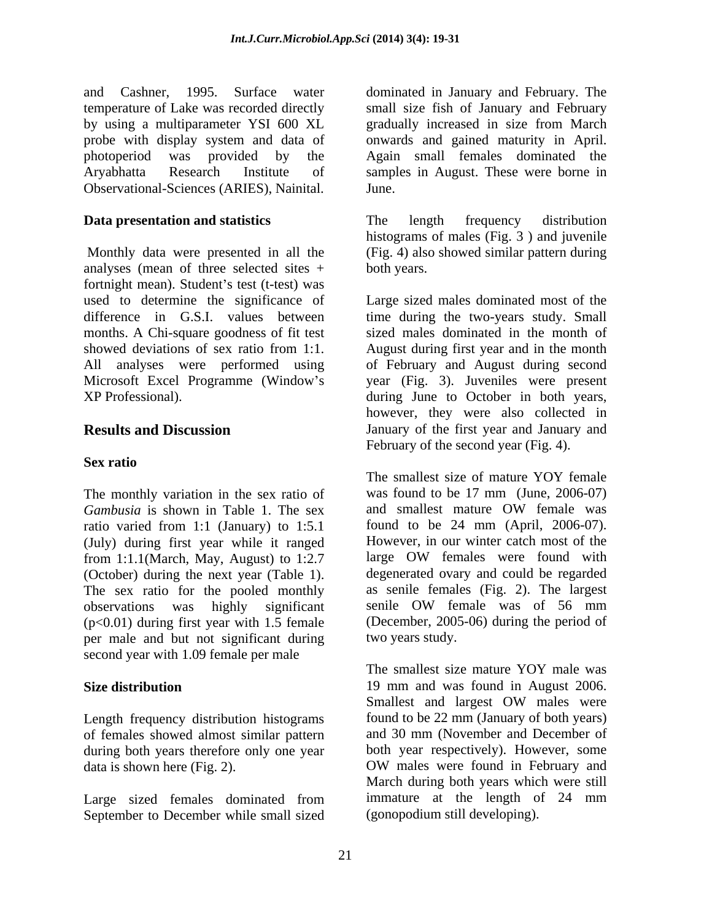and Cashner, 1995. Surface water temperature of Lake was recorded directly by using a multiparameter YSI 600 XL probe with display system and data of photoperiod was provided by the Aryabhatta Research Institute of Observational-Sciences (ARIES), Nainital.

### Data presentation and statistics

Monthly data were presented in all the analyses (mean of three selected sites + fortnight mean). Student's test (t-test) was used to determine the significance of difference in G.S.I. values between months. A Chi-square goodness of fit test showed deviations of sex ratio from 1:1. All analyses were performed using Microsoft Excel Programme (Window's XP Professional).

## Results and Discussion

### Sex ratio

The monthly variation in the sex ratio of *Gambusia* is shown in Table 1. The sex ratio varied from 1:1 (January) to 1:5.1 (July) during first year while it ranged from 1:1.1(March, May, August) to 1:2.7 (October) during the next year (Table 1). The sex ratio for the pooled monthly observations was highly significant ($p<0.01$) during first year with 1.5 female per male and but not significant during second year with 1.09 female per male

### Size distribution

Length frequency distribution histograms of females showed almost similar pattern during both years therefore only one year data is shown here (Fig. 2).

Large sized females dominated from September to December while small sized dominated in January and February. The small size fish of January and February gradually increased in size from March onwards and gained maturity in April. Again small females dominated the samples in August. These were borne in June.

The length frequency distribution histograms of males (Fig. 3 ) and juvenile (Fig. 4) also showed similar pattern during both years.

Large sized males dominated most of the time during the two-years study. Small sized males dominated in the month of August during first year and in the month of February and August during second year (Fig. 3). Juveniles were present during June to October in both years, however, they were also collected in January of the first year and January and February of the second year (Fig. 4).

The smallest size of mature YOY female was found to be 17 mm (June, 2006-07) and smallest mature OW female was found to be 24 mm (April, 2006-07). However, in our winter catch most of the large OW females were found with degenerated ovary and could be regarded as senile females (Fig. 2). The largest senile OW female was of 56 mm (December, 2005-06) during the period of two years study.

The smallest size mature YOY male was 19 mm and was found in August 2006. Smallest and largest OW males were found to be 22 mm (January of both years) and 30 mm (November and December of both year respectively). However, some OW males were found in February and March during both years which were still immature at the length of 24 mm (gonopodium still developing).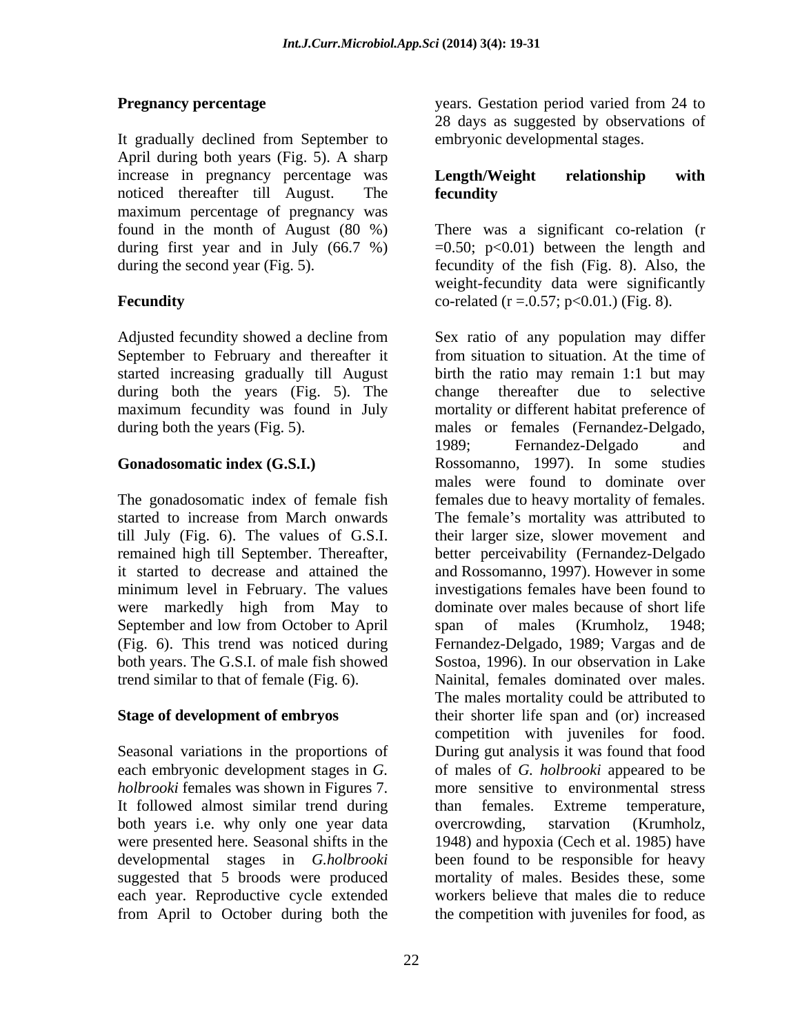**Pregnancy percentage**

It gradually declined from September to April during both years (Fig. 5). A sharp increase in pregnancy percentage was noticed thereafter till August. The maximum percentage of pregnancy was found in the month of August (80 %) during first year and in July (66.7 %) during the second year (Fig. 5).

**Fecundity**

Adjusted fecundity showed a decline from September to February and thereafter it started increasing gradually till August during both the years (Fig. 5). The maximum fecundity was found in July during both the years (Fig. 5).

**Gonadosomatic index (G.S.I.)**

The gonadosomatic index of female fish started to increase from March onwards till July (Fig. 6). The values of G.S.I. remained high till September. Thereafter, it started to decrease and attained the minimum level in February. The values were markedly high from May to September and low from October to April (Fig. 6). This trend was noticed during both years. The G.S.I. of male fish showed trend similar to that of female (Fig. 6).

**Stage of development of embryos**

Seasonal variations in the proportions of each embryonic development stages in *G. holbrooki* females was shown in Figures 7. It followed almost similar trend during both years i.e. why only one year data were presented here. Seasonal shifts in the developmental stages in *G.holbrooki* suggested that 5 broods were produced each year. Reproductive cycle extended from April to October during both the years. Gestation period varied from 24 to 28 days as suggested by observations of embryonic developmental stages.

**Length/Weight relationship with fecundity**

There was a significant co-relation ($r = 0.50$; $p<0.01$) between the length and fecundity of the fish (Fig. 8). Also, the weight-fecundity data were significantly co-related ($r = .0.57$; $p<0.01$.) (Fig. 8).

Sex ratio of any population may differ from situation to situation. At the time of birth the ratio may remain 1:1 but may change thereafter due to selective mortality or different habitat preference of males or females (Fernandez-Delgado, 1989; Fernandez-Delgado and Rossomanno, 1997). In some studies males were found to dominate over females due to heavy mortality of females. The female's mortality was attributed to their larger size, slower movement and better perceivability (Fernandez-Delgado and Rossomanno, 1997). However in some investigations females have been found to dominate over males because of short life span of males (Krumholz, 1948; Fernandez-Delgado, 1989; Vargas and de Sostoa, 1996). In our observation in Lake Nainital, females dominated over males. The males mortality could be attributed to their shorter life span and (or) increased competition with juveniles for food. During gut analysis it was found that food of males of *G. holbrooki* appeared to be more sensitive to environmental stress than females. Extreme temperature, overcrowding, starvation (Krumholz, 1948) and hypoxia (Cech et al. 1985) have been found to be responsible for heavy mortality of males. Besides these, some workers believe that males die to reduce the competition with juveniles for food, as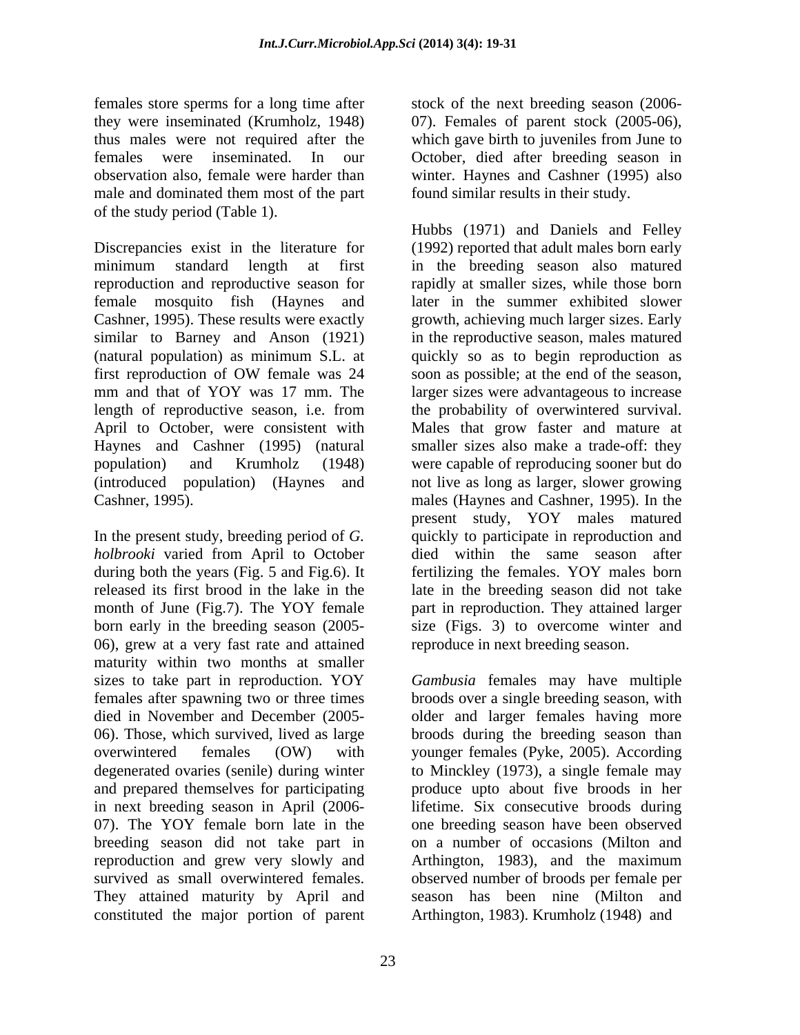females store sperms for a long time after they were inseminated (Krumholz, 1948) thus males were not required after the females were inseminated. In our observation also, female were harder than male and dominated them most of the part of the study period (Table 1).

Discrepancies exist in the literature for minimum standard length at first reproduction and reproductive season for female mosquito fish (Haynes and Cashner, 1995). These results were exactly similar to Barney and Anson (1921) (natural population) as minimum S.L. at first reproduction of OW female was 24 mm and that of YOY was 17 mm. The length of reproductive season, i.e. from April to October, were consistent with Haynes and Cashner (1995) (natural population) and Krumholz (1948) (introduced population) (Haynes and Cashner, 1995).

In the present study, breeding period of *G. holbrooki* varied from April to October during both the years (Fig. 5 and Fig.6). It released its first brood in the lake in the month of June (Fig.7). The YOY female born early in the breeding season (2005-06), grew at a very fast rate and attained maturity within two months at smaller sizes to take part in reproduction. YOY females after spawning two or three times died in November and December (2005-06). Those, which survived, lived as large overwintered females (OW) with degenerated ovaries (senile) during winter and prepared themselves for participating in next breeding season in April (2006-07). The YOY female born late in the breeding season did not take part in reproduction and grew very slowly and survived as small overwintered females. They attained maturity by April and constituted the major portion of parent stock of the next breeding season (2006-07). Females of parent stock (2005-06), which gave birth to juveniles from June to October, died after breeding season in winter. Haynes and Cashner (1995) also found similar results in their study.

Hubbs (1971) and Daniels and Felley (1992) reported that adult males born early in the breeding season also matured rapidly at smaller sizes, while those born later in the summer exhibited slower growth, achieving much larger sizes. Early in the reproductive season, males matured quickly so as to begin reproduction as soon as possible; at the end of the season, larger sizes were advantageous to increase the probability of overwintered survival. Males that grow faster and mature at smaller sizes also make a trade-off: they were capable of reproducing sooner but do not live as long as larger, slower growing males (Haynes and Cashner, 1995). In the present study, YOY males matured quickly to participate in reproduction and died within the same season after fertilizing the females. YOY males born late in the breeding season did not take part in reproduction. They attained larger size (Figs. 3) to overcome winter and reproduce in next breeding season.

*Gambusia* females may have multiple broods over a single breeding season, with older and larger females having more broods during the breeding season than younger females (Pyke, 2005). According to Minckley (1973), a single female may produce upto about five broods in her lifetime. Six consecutive broods during one breeding season have been observed on a number of occasions (Milton and Arthington, 1983), and the maximum observed number of broods per female per season has been nine (Milton and Arthington, 1983). Krumholz (1948) and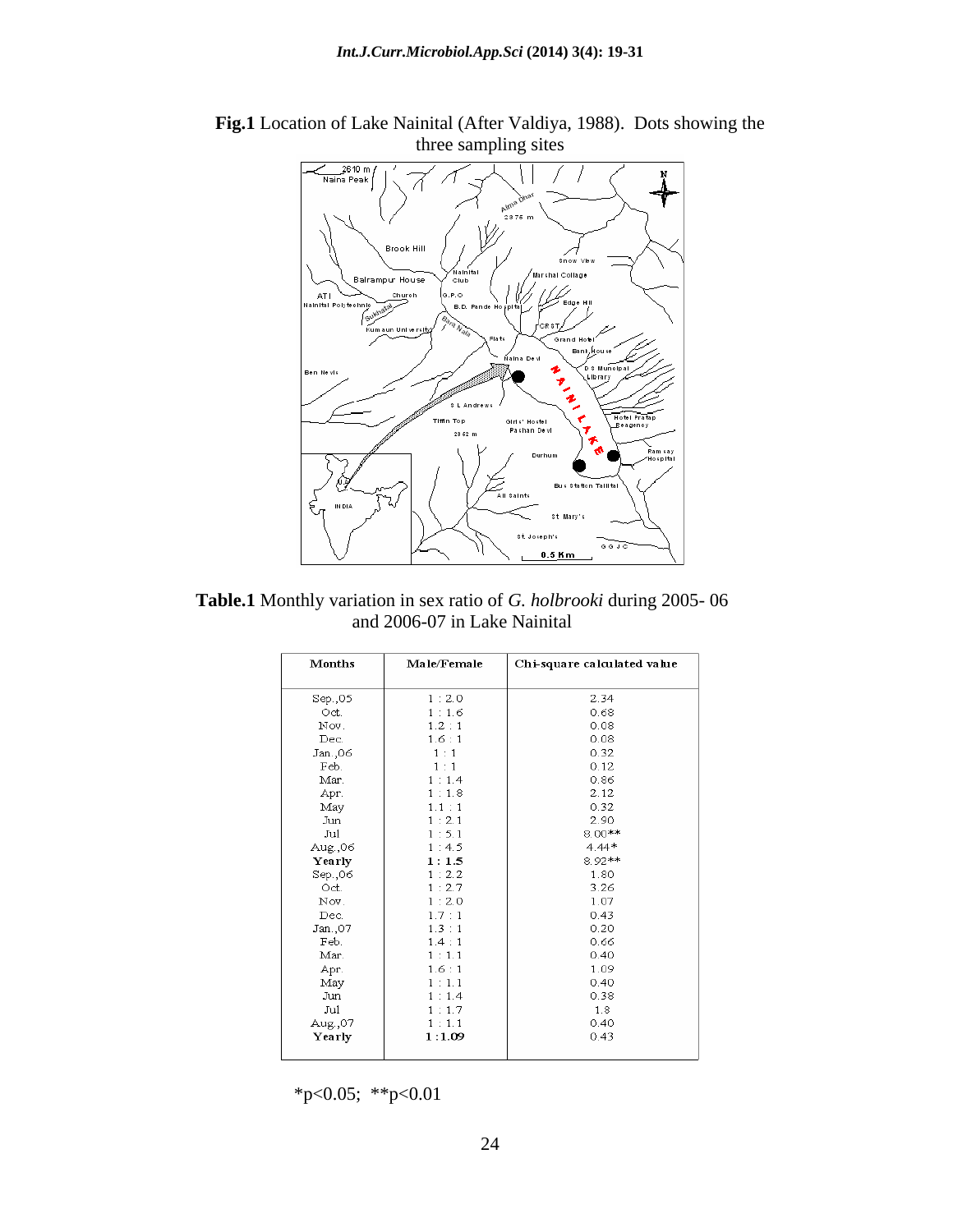**Fig.1** Location of Lake Nainital (After Valdiya, 1988). Dots showing the three sampling sites

**Table.1** Monthly variation in sex ratio of *G. holbrooki* during 2005- 06 and 2006-07 in Lake Nainital

| Months | Male/Female | Chi-square calculated value |
|---|---|---|
| Sep.,05 | 1 : 2.0 | 2.34 |
| Oct. | 1 : 1.6 | 0.68 |
| Nov. | 1.2 : 1 | 0.08 |
| Dec. | 1.6 : 1 | 0.08 |
| Jan.,06 | 1 : 1 | 0.32 |
| Feb. | 1 : 1 | 0.12 |
| Mar. | 1 : 1.4 | 0.86 |
| Apr. | 1 : 1.8 | 2.12 |
| May | 1.1 : 1 | 0.32 |
| Jun | 1 : 2.1 | 2.90 |
| Jul | 1 : 5.1 | 8.00** |
| Aug.,06 | 1 : 4.5 | 4.44* |
| **Yearly** | **1 : 1.5** | 8.92** |
| Sep.,06 | 1 : 2.2 | 1.80 |
| Oct. | 1 : 2.7 | 3.26 |
| Nov. | 1 : 2.0 | 1.07 |
| Dec. | 1.7 : 1 | 0.43 |
| Jan.,07 | 1.3 : 1 | 0.20 |
| Feb. | 1.4 : 1 | 0.66 |
| Mar. | 1 : 1.1 | 0.40 |
| Apr. | 1.6 : 1 | 1.09 |
| May | 1 : 1.1 | 0.40 |
| Jun | 1 : 1.4 | 0.38 |
| Jul | 1 : 1.7 | 1.8 |
| Aug.,07 | 1 : 1.1 | 0.40 |
| **Yearly** | **1 :1.09** | 0.43 |

*p<0.05; **p<0.01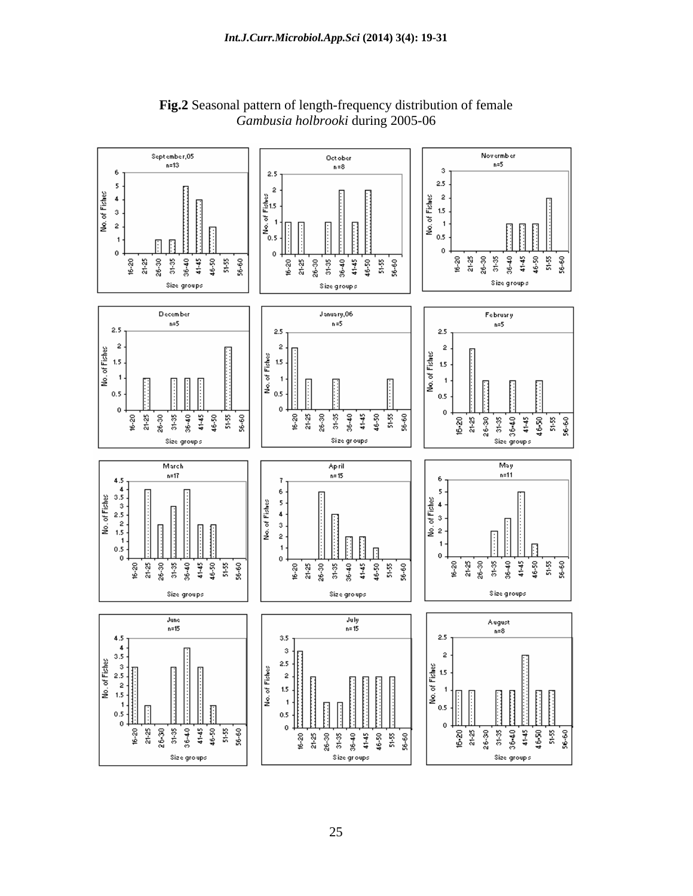**Fig.2** Seasonal pattern of length-frequency distribution of female *Gambusia holbrooki* during 2005-06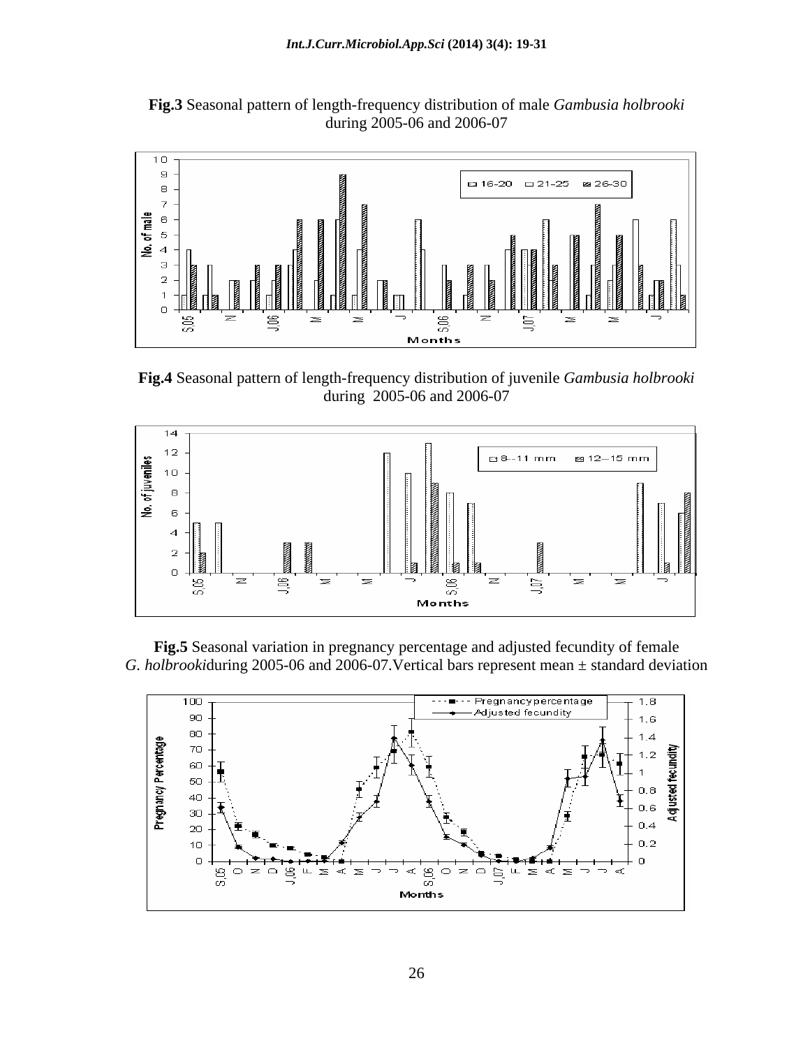**Fig.3** Seasonal pattern of length-frequency distribution of male *Gambusia holbrooki* during 2005-06 and 2006-07

**Fig.4** Seasonal pattern of length-frequency distribution of juvenile *Gambusia holbrooki* during 2005-06 and 2006-07

**Fig.5** Seasonal variation in pregnancy percentage and adjusted fecundity of female *G. holbrooki*during 2005-06 and 2006-07.Vertical bars represent mean ± standard deviation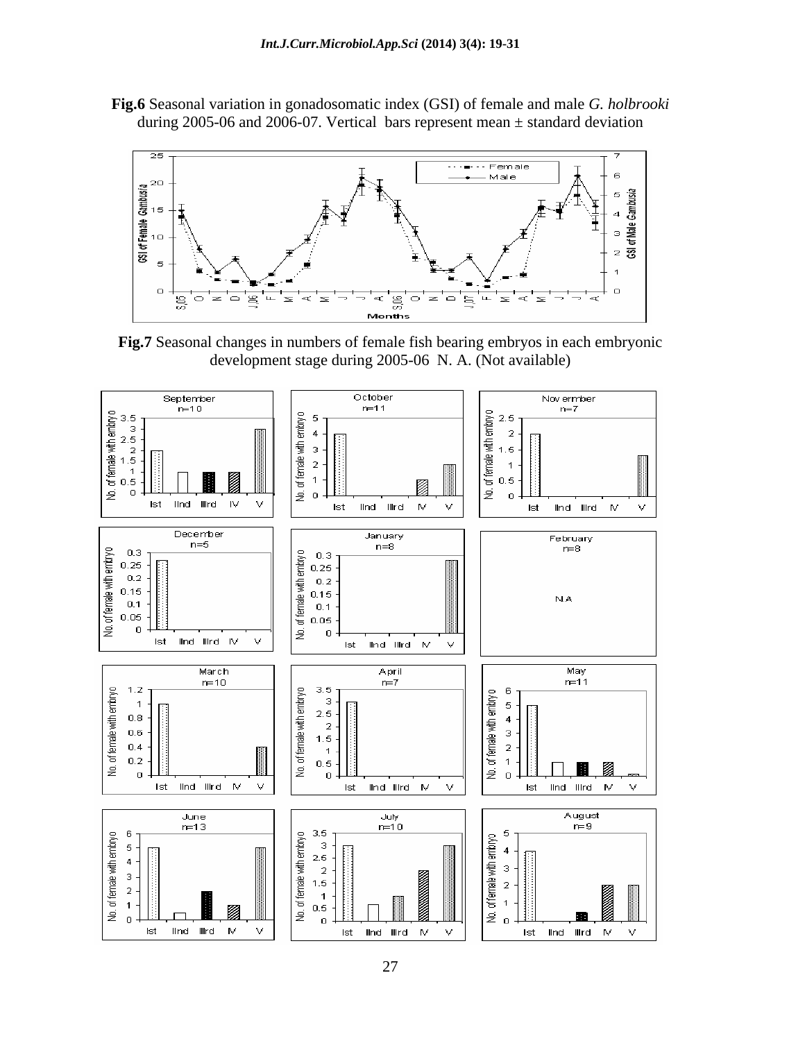**Fig.6** Seasonal variation in gonadosomatic index (GSI) of female and male *G. holbrooki* during 2005-06 and 2006-07. Vertical bars represent mean ± standard deviation

**Fig.7** Seasonal changes in numbers of female fish bearing embryos in each embryonic development stage during 2005-06 N. A. (Not available)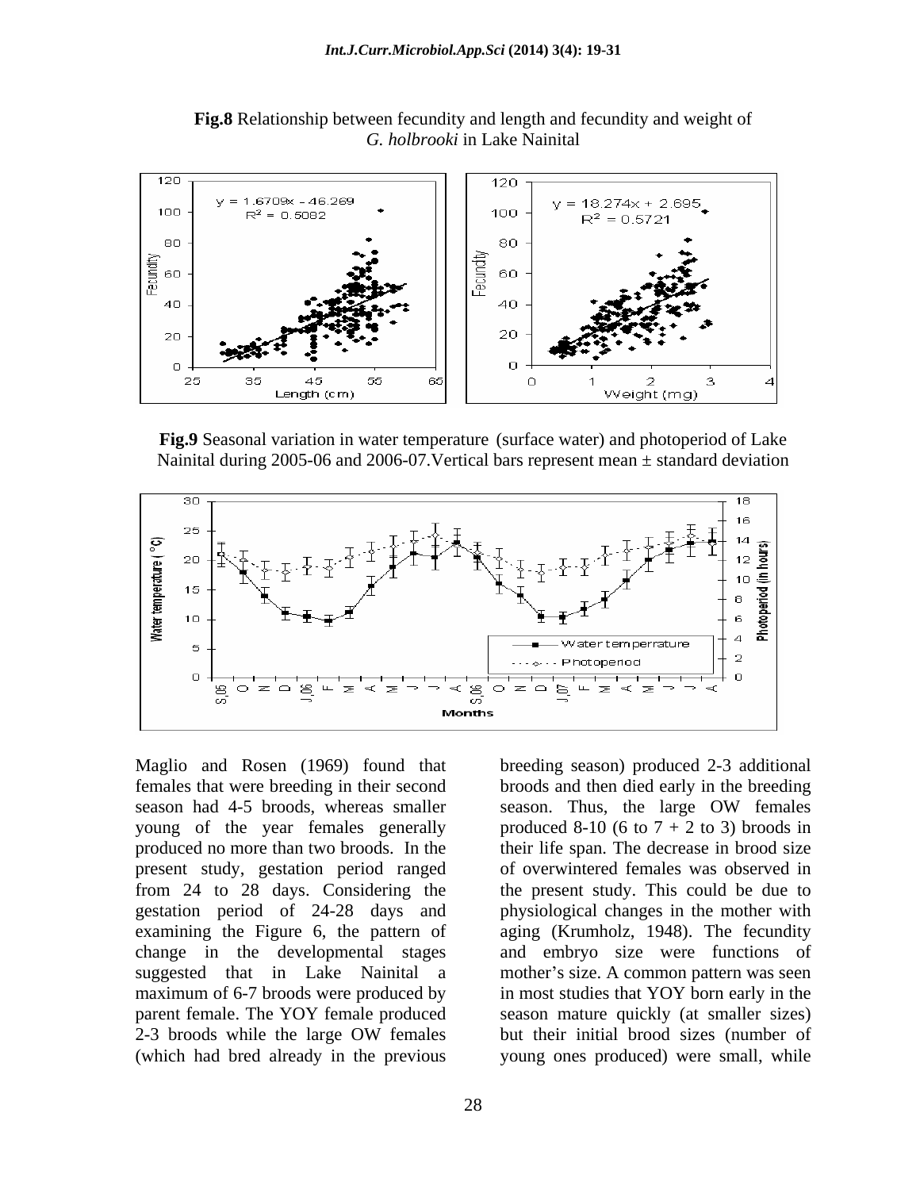**Fig.8** Relationship between fecundity and length and fecundity and weight of *G. holbrooki* in Lake Nainital

**Fig.9** Seasonal variation in water temperature (surface water) and photoperiod of Lake Nainital during 2005-06 and 2006-07.Vertical bars represent mean ± standard deviation

Maglio and Rosen (1969) found that females that were breeding in their second season had 4-5 broods, whereas smaller young of the year females generally produced no more than two broods. In the present study, gestation period ranged from 24 to 28 days. Considering the gestation period of 24-28 days and examining the Figure 6, the pattern of change in the developmental stages suggested that in Lake Nainital a maximum of 6-7 broods were produced by parent female. The YOY female produced 2-3 broods while the large OW females (which had bred already in the previous breeding season) produced 2-3 additional broods and then died early in the breeding season. Thus, the large OW females produced 8-10 (6 to 7 + 2 to 3) broods in their life span. The decrease in brood size of overwintered females was observed in the present study. This could be due to physiological changes in the mother with aging (Krumholz, 1948). The fecundity and embryo size were functions of mother's size. A common pattern was seen in most studies that YOY born early in the season mature quickly (at smaller sizes) but their initial brood sizes (number of young ones produced) were small, while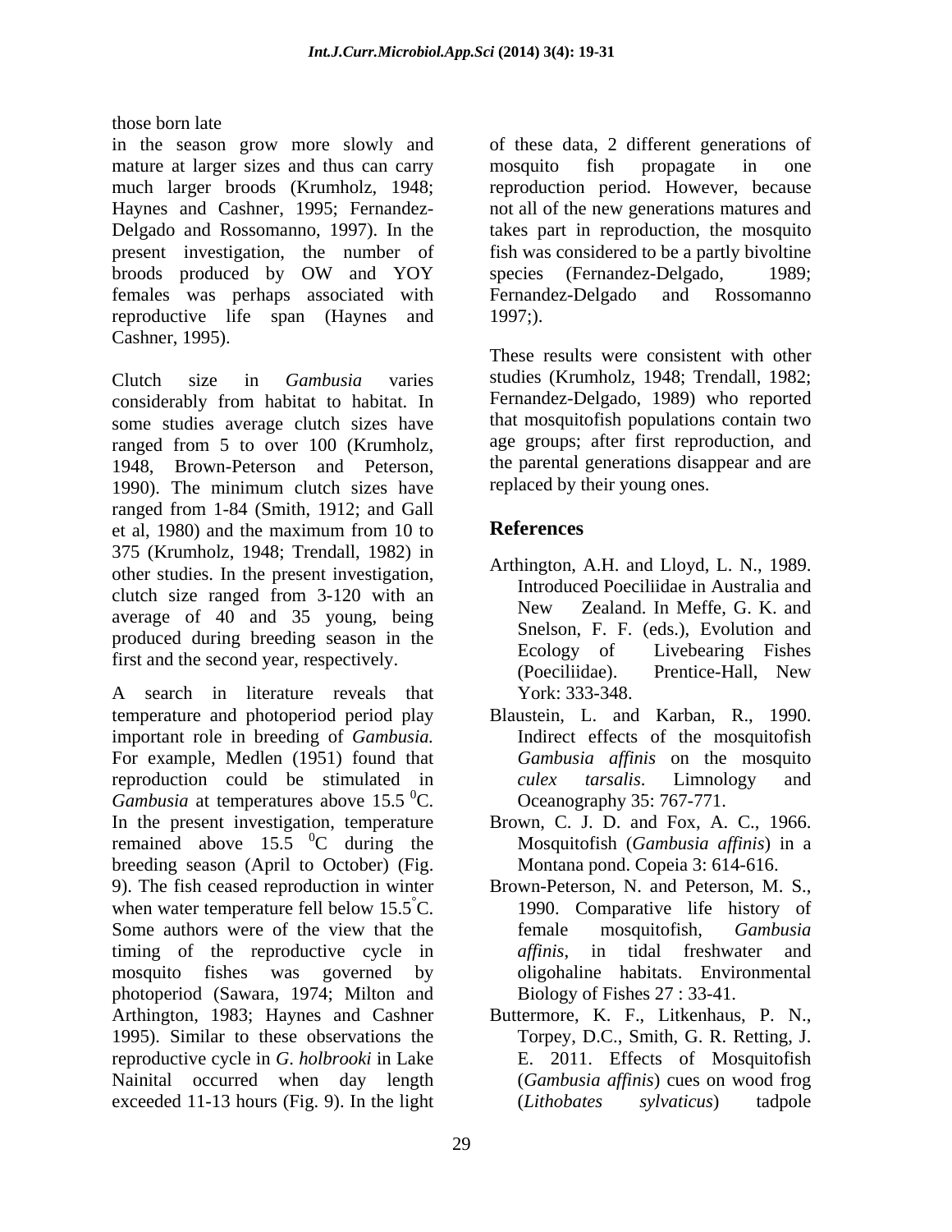those born late in the season grow more slowly and mature at larger sizes and thus can carry much larger broods (Krumholz, 1948; Haynes and Cashner, 1995; Fernandez-Delgado and Rossomanno, 1997). In the present investigation, the number of broods produced by OW and YOY females was perhaps associated with reproductive life span (Haynes and Cashner, 1995).

Clutch size in *Gambusia* varies considerably from habitat to habitat. In some studies average clutch sizes have ranged from 5 to over 100 (Krumholz, 1948, Brown-Peterson and Peterson, 1990). The minimum clutch sizes have ranged from 1-84 (Smith, 1912; and Gall et al, 1980) and the maximum from 10 to 375 (Krumholz, 1948; Trendall, 1982) in other studies. In the present investigation, clutch size ranged from 3-120 with an average of 40 and 35 young, being produced during breeding season in the first and the second year, respectively.

A search in literature reveals that temperature and photoperiod period play important role in breeding of *Gambusia.* For example, Medlen (1951) found that reproduction could be stimulated in *Gambusia* at temperatures above 15.5 $^{0}$C. In the present investigation, temperature remained above 15.5 $^{0}$C during the breeding season (April to October) (Fig. 9). The fish ceased reproduction in winter when water temperature fell below 15.5$^{\circ}$C. Some authors were of the view that the timing of the reproductive cycle in mosquito fishes was governed by photoperiod (Sawara, 1974; Milton and Arthington, 1983; Haynes and Cashner 1995). Similar to these observations the reproductive cycle in *G. holbrooki* in Lake Nainital occurred when day length exceeded 11-13 hours (Fig. 9). In the light of these data, 2 different generations of mosquito fish propagate in one reproduction period. However, because not all of the new generations matures and takes part in reproduction, the mosquito fish was considered to be a partly bivoltine species (Fernandez-Delgado, 1989; Fernandez-Delgado and Rossomanno 1997;).

These results were consistent with other studies (Krumholz, 1948; Trendall, 1982; Fernandez-Delgado, 1989) who reported that mosquitofish populations contain two age groups; after first reproduction, and the parental generations disappear and are replaced by their young ones.

## References

Arthington, A.H. and Lloyd, L. N., 1989. Introduced Poeciliidae in Australia and New Zealand. In Meffe, G. K. and Snelson, F. F. (eds.), Evolution and Ecology of Livebearing Fishes (Poeciliidae). Prentice-Hall, New York: 333-348.

Blaustein, L. and Karban, R., 1990. Indirect effects of the mosquitofish *Gambusia affinis* on the mosquito *culex tarsalis*. Limnology and Oceanography 35: 767-771.

Brown, C. J. D. and Fox, A. C., 1966. Mosquitofish (*Gambusia affinis*) in a Montana pond. Copeia 3: 614-616.

Brown-Peterson, N. and Peterson, M. S., 1990. Comparative life history of female mosquitofish, *Gambusia affinis*, in tidal freshwater and oligohaline habitats. Environmental Biology of Fishes 27 : 33-41.

Buttermore, K. F., Litkenhaus, P. N., Torpey, D.C., Smith, G. R. Retting, J. E. 2011. Effects of Mosquitofish (*Gambusia affinis*) cues on wood frog (*Lithobates sylvaticus*) tadpole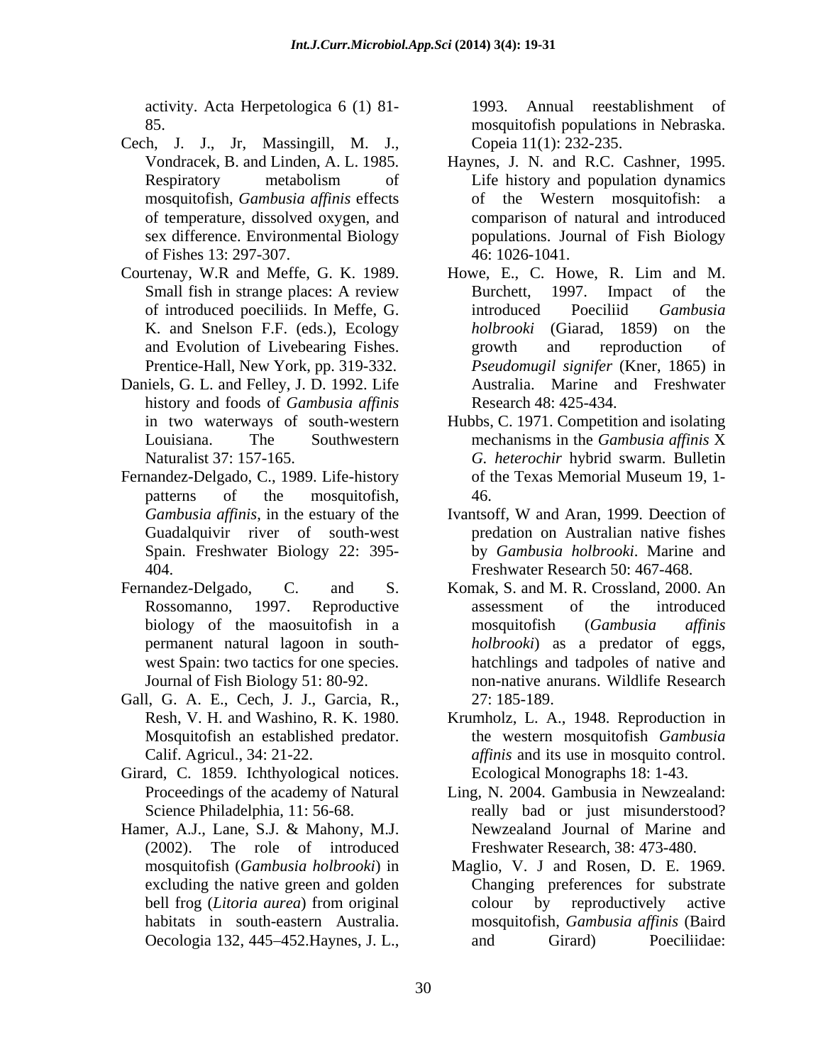activity. Acta Herpetologica 6 (1) 81-85.

Cech, J. J., Jr, Massingill, M. J., Vondracek, B. and Linden, A. L. 1985. Respiratory metabolism of mosquitofish, *Gambusia affinis* effects of temperature, dissolved oxygen, and sex difference. Environmental Biology of Fishes 13: 297-307.

Courtenay, W.R and Meffe, G. K. 1989. Small fish in strange places: A review of introduced poeciliids. In Meffe, G. K. and Snelson F.F. (eds.), Ecology and Evolution of Livebearing Fishes. Prentice-Hall, New York, pp. 319-332.

Daniels, G. L. and Felley, J. D. 1992. Life history and foods of *Gambusia affinis* in two waterways of south-western Louisiana. The Southwestern Naturalist 37: 157-165.

Fernandez-Delgado, C., 1989. Life-history patterns of the mosquitofish, *Gambusia affinis*, in the estuary of the Guadalquivir river of south-west Spain. Freshwater Biology 22: 395-404.

Fernandez-Delgado, C. and S. Rossomanno, 1997. Reproductive biology of the maosuitofish in a permanent natural lagoon in south-west Spain: two tactics for one species. Journal of Fish Biology 51: 80-92.

Gall, G. A. E., Cech, J. J., Garcia, R., Resh, V. H. and Washino, R. K. 1980. Mosquitofish an established predator. Calif. Agricul., 34: 21-22.

Girard, C. 1859. Ichthyological notices. Proceedings of the academy of Natural Science Philadelphia, 11: 56-68.

Hamer, A.J., Lane, S.J. & Mahony, M.J. (2002). The role of introduced mosquitofish (*Gambusia holbrooki*) in excluding the native green and golden bell frog (*Litoria aurea*) from original habitats in south-eastern Australia. Oecologia 132, 445–452.Haynes, J. L., 1993. Annual reestablishment of mosquitofish populations in Nebraska. Copeia 11(1): 232-235.

Haynes, J. N. and R.C. Cashner, 1995. Life history and population dynamics of the Western mosquitofish: a comparison of natural and introduced populations. Journal of Fish Biology 46: 1026-1041.

Howe, E., C. Howe, R. Lim and M. Burchett, 1997. Impact of the introduced Poeciliid *Gambusia holbrooki* (Giarad, 1859) on the growth and reproduction of *Pseudomugil signifer* (Kner, 1865) in Australia. Marine and Freshwater Research 48: 425-434.

Hubbs, C. 1971. Competition and isolating mechanisms in the *Gambusia affinis* X *G. heterochir* hybrid swarm. Bulletin of the Texas Memorial Museum 19, 1-46.

Ivantsoff, W and Aran, 1999. Deection of predation on Australian native fishes by *Gambusia holbrooki*. Marine and Freshwater Research 50: 467-468.

Komak, S. and M. R. Crossland, 2000. An assessment of the introduced mosquitofish (*Gambusia affinis holbrooki*) as a predator of eggs, hatchlings and tadpoles of native and non-native anurans. Wildlife Research 27: 185-189.

Krumholz, L. A., 1948. Reproduction in the western mosquitofish *Gambusia affinis* and its use in mosquito control. Ecological Monographs 18: 1-43.

Ling, N. 2004. Gambusia in Newzealand: really bad or just misunderstood? Newzealand Journal of Marine and Freshwater Research, 38: 473-480.

Maglio, V. J and Rosen, D. E. 1969. Changing preferences for substrate colour by reproductively active mosquitofish, *Gambusia affinis* (Baird and Girard) Poeciliidae: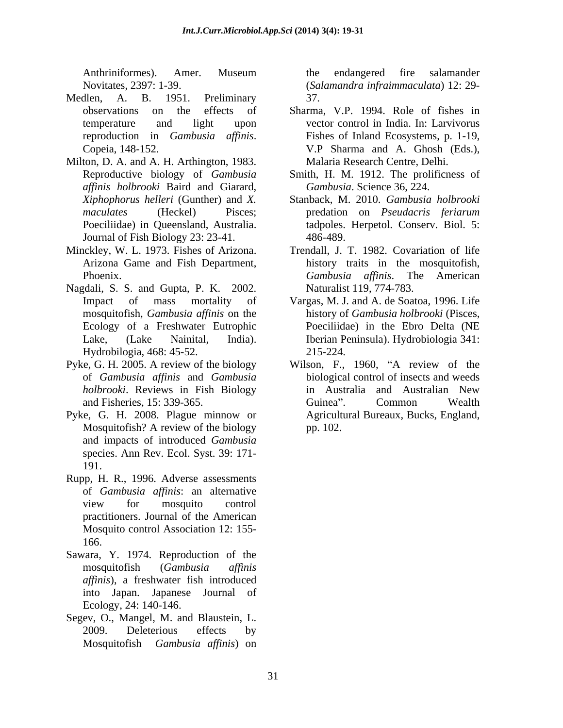Anthriniformes). Amer. Museum Novitates, 2397: 1-39.

Medlen, A. B. 1951. Preliminary observations on the effects of temperature and light upon reproduction in *Gambusia affinis*. Copeia, 148-152.

Milton, D. A. and A. H. Arthington, 1983. Reproductive biology of *Gambusia affinis holbrooki* Baird and Giarard, *Xiphophorus helleri* (Gunther) and *X. maculates* (Heckel) Pisces; Poeciliidae) in Queensland, Australia. Journal of Fish Biology 23: 23-41.

Minckley, W. L. 1973. Fishes of Arizona. Arizona Game and Fish Department, Phoenix.

Nagdali, S. S. and Gupta, P. K. 2002. Impact of mass mortality of mosquitofish, *Gambusia affinis* on the Ecology of a Freshwater Eutrophic Lake, (Lake Nainital, India). Hydrobilogia, 468: 45-52.

Pyke, G. H. 2005. A review of the biology of *Gambusia affinis* and *Gambusia holbrooki*. Reviews in Fish Biology and Fisheries, 15: 339-365.

Pyke, G. H. 2008. Plague minnow or Mosquitofish? A review of the biology and impacts of introduced *Gambusia* species. Ann Rev. Ecol. Syst. 39: 171-191.

Rupp, H. R., 1996. Adverse assessments of *Gambusia affinis*: an alternative view for mosquito control practitioners. Journal of the American Mosquito control Association 12: 155-166.

Sawara, Y. 1974. Reproduction of the mosquitofish (*Gambusia affinis affinis*), a freshwater fish introduced into Japan. Japanese Journal of Ecology, 24: 140-146.

Segev, O., Mangel, M. and Blaustein, L. 2009. Deleterious effects by Mosquitofish *Gambusia affinis*) on the endangered fire salamander (*Salamandra infraimmaculata*) 12: 29-37.

Sharma, V.P. 1994. Role of fishes in vector control in India. In: Larvivorus Fishes of Inland Ecosystems, p. 1-19, V.P Sharma and A. Ghosh (Eds.), Malaria Research Centre, Delhi.

Smith, H. M. 1912. The prolificness of *Gambusia*. Science 36, 224.

Stanback, M. 2010. *Gambusia holbrooki* predation on *Pseudacris feriarum* tadpoles. Herpetol. Conserv. Biol. 5: 486-489.

Trendall, J. T. 1982. Covariation of life history traits in the mosquitofish, *Gambusia affinis*. The American Naturalist 119, 774-783.

Vargas, M. J. and A. de Soatoa, 1996. Life history of *Gambusia holbrooki* (Pisces, Poeciliidae) in the Ebro Delta (NE Iberian Peninsula). Hydrobiologia 341: 215-224.

Wilson, F., 1960, "A review of the biological control of insects and weeds in Australia and Australian New Guinea". Common Wealth Agricultural Bureaux, Bucks, England, pp. 102.